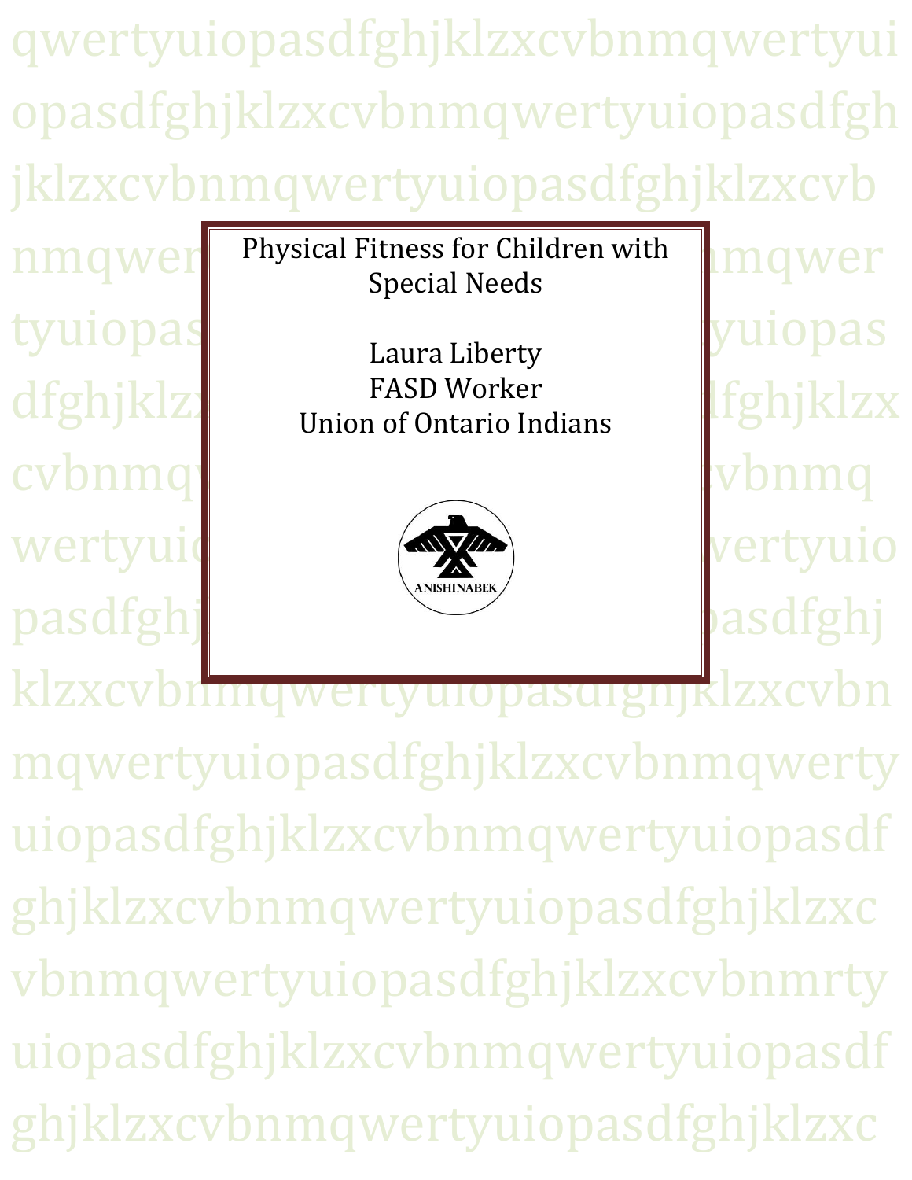# Physical Fitness for Children with Special Needs

Laura Liberty
FASD Worker
Union of Ontario Indians

ANISHINABEK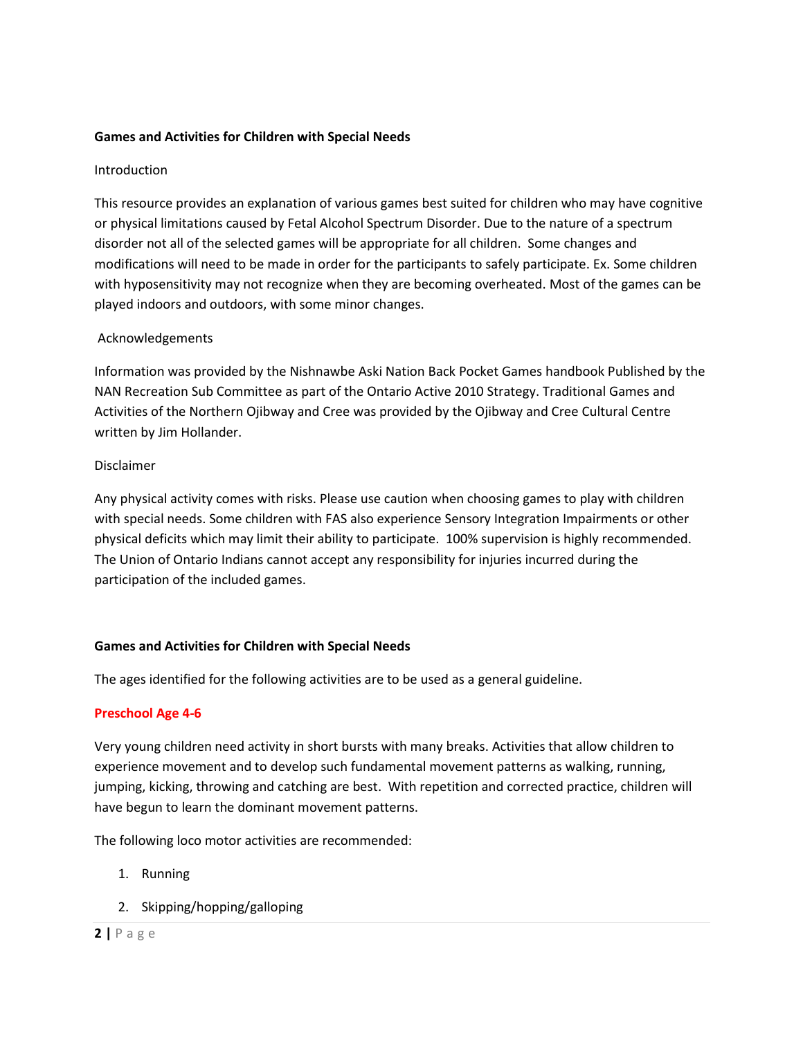**Games and Activities for Children with Special Needs**

Introduction

This resource provides an explanation of various games best suited for children who may have cognitive or physical limitations caused by Fetal Alcohol Spectrum Disorder. Due to the nature of a spectrum disorder not all of the selected games will be appropriate for all children. Some changes and modifications will need to be made in order for the participants to safely participate. Ex. Some children with hyposensitivity may not recognize when they are becoming overheated. Most of the games can be played indoors and outdoors, with some minor changes.

Acknowledgements

Information was provided by the Nishnawbe Aski Nation Back Pocket Games handbook Published by the NAN Recreation Sub Committee as part of the Ontario Active 2010 Strategy. Traditional Games and Activities of the Northern Ojibway and Cree was provided by the Ojibway and Cree Cultural Centre written by Jim Hollander.

Disclaimer

Any physical activity comes with risks. Please use caution when choosing games to play with children with special needs. Some children with FAS also experience Sensory Integration Impairments or other physical deficits which may limit their ability to participate. 100% supervision is highly recommended. The Union of Ontario Indians cannot accept any responsibility for injuries incurred during the participation of the included games.

**Games and Activities for Children with Special Needs**

The ages identified for the following activities are to be used as a general guideline.

**Preschool Age 4-6**

Very young children need activity in short bursts with many breaks. Activities that allow children to experience movement and to develop such fundamental movement patterns as walking, running, jumping, kicking, throwing and catching are best. With repetition and corrected practice, children will have begun to learn the dominant movement patterns.

The following loco motor activities are recommended:

1. Running
2. Skipping/hopping/galloping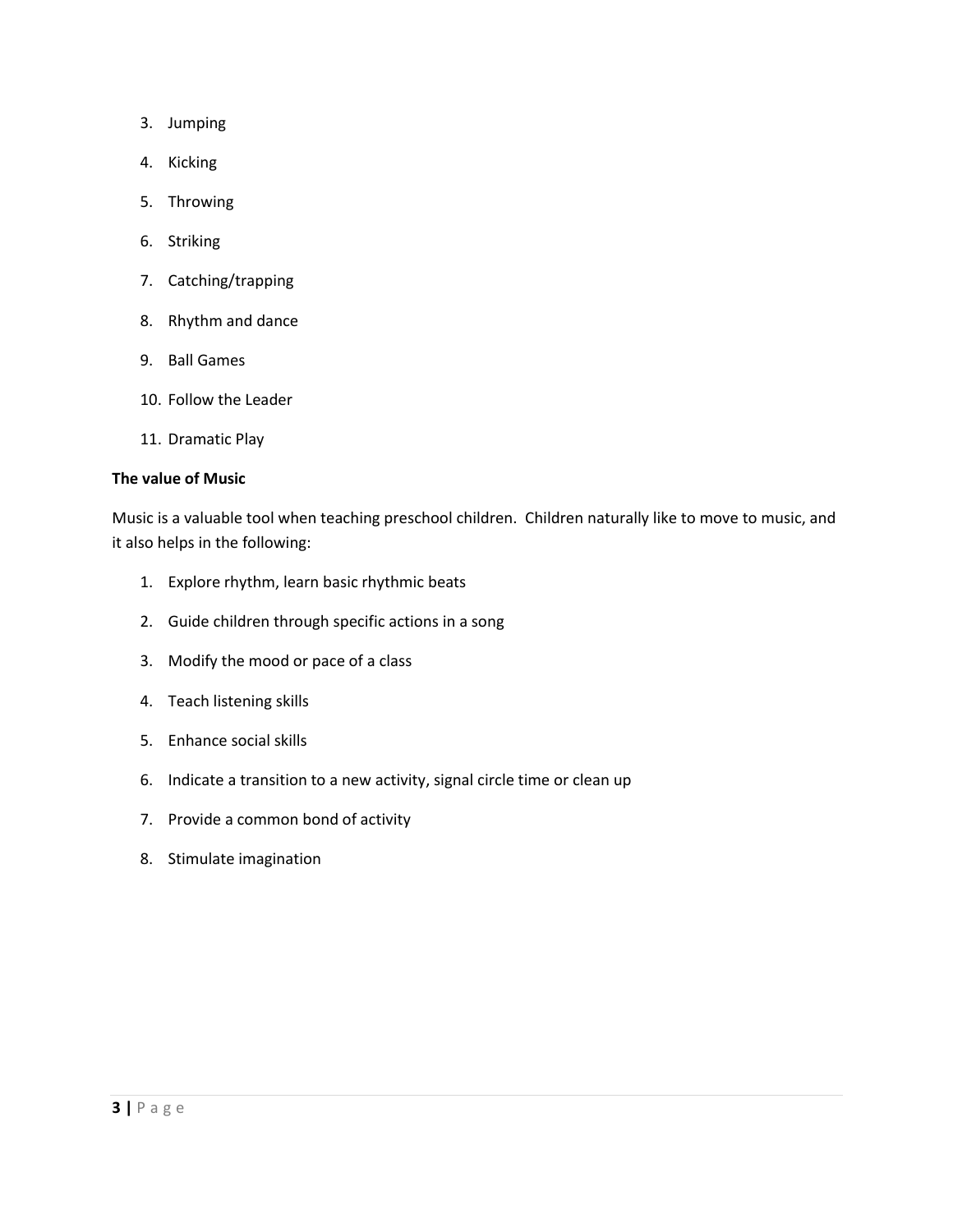3. Jumping
4. Kicking
5. Throwing
6. Striking
7. Catching/trapping
8. Rhythm and dance
9. Ball Games
10. Follow the Leader
11. Dramatic Play

**The value of Music**

Music is a valuable tool when teaching preschool children. Children naturally like to move to music, and it also helps in the following:

1. Explore rhythm, learn basic rhythmic beats
2. Guide children through specific actions in a song
3. Modify the mood or pace of a class
4. Teach listening skills
5. Enhance social skills
6. Indicate a transition to a new activity, signal circle time or clean up
7. Provide a common bond of activity
8. Stimulate imagination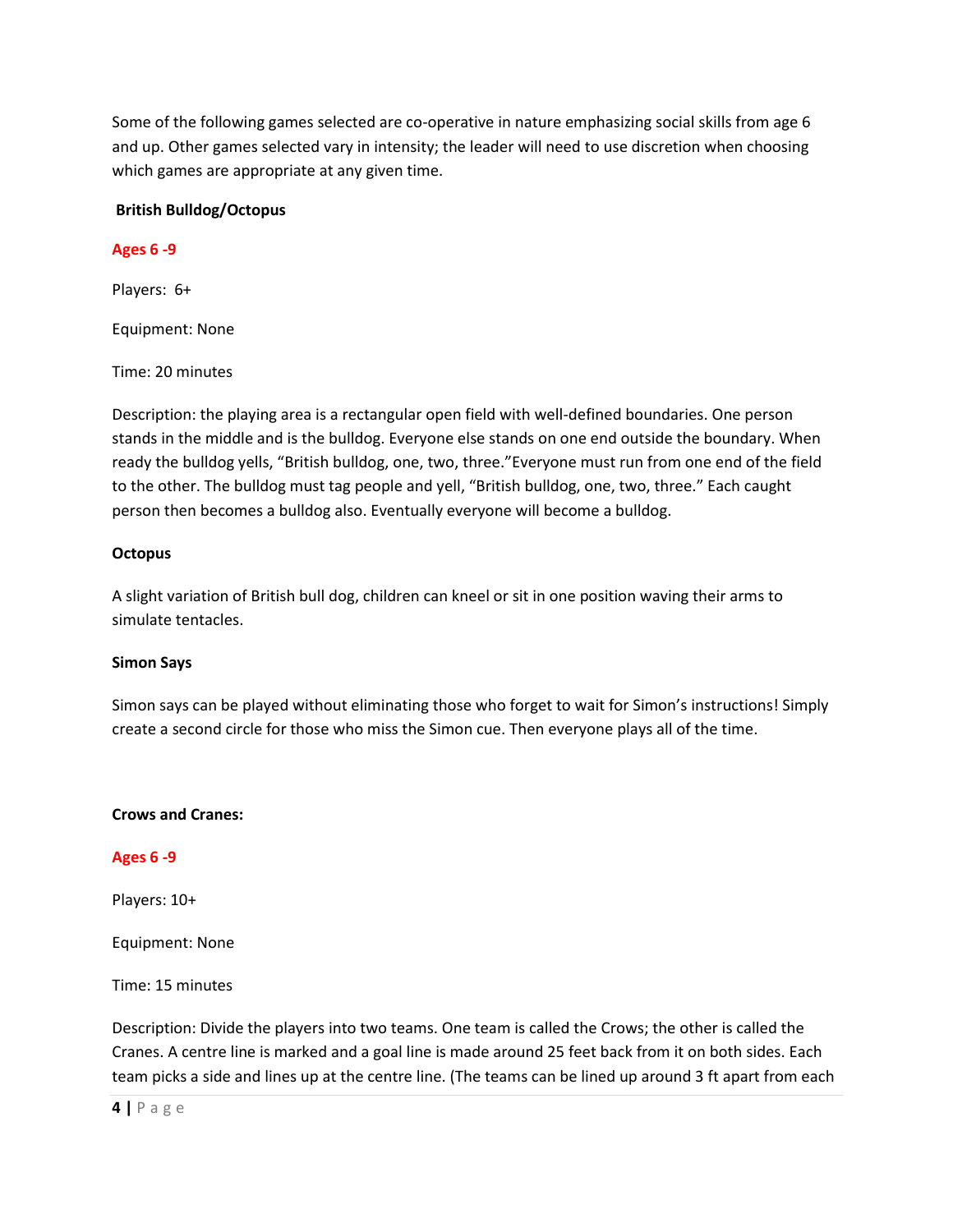Some of the following games selected are co-operative in nature emphasizing social skills from age 6 and up. Other games selected vary in intensity; the leader will need to use discretion when choosing which games are appropriate at any given time.

**British Bulldog/Octopus**

**Ages 6 -9**

Players: 6+

Equipment: None

Time: 20 minutes

Description: the playing area is a rectangular open field with well-defined boundaries. One person stands in the middle and is the bulldog. Everyone else stands on one end outside the boundary. When ready the bulldog yells, "British bulldog, one, two, three."Everyone must run from one end of the field to the other. The bulldog must tag people and yell, "British bulldog, one, two, three." Each caught person then becomes a bulldog also. Eventually everyone will become a bulldog.

**Octopus**

A slight variation of British bull dog, children can kneel or sit in one position waving their arms to simulate tentacles.

**Simon Says**

Simon says can be played without eliminating those who forget to wait for Simon's instructions! Simply create a second circle for those who miss the Simon cue. Then everyone plays all of the time.

**Crows and Cranes:**

**Ages 6 -9**

Players: 10+

Equipment: None

Time: 15 minutes

Description: Divide the players into two teams. One team is called the Crows; the other is called the Cranes. A centre line is marked and a goal line is made around 25 feet back from it on both sides. Each team picks a side and lines up at the centre line. (The teams can be lined up around 3 ft apart from each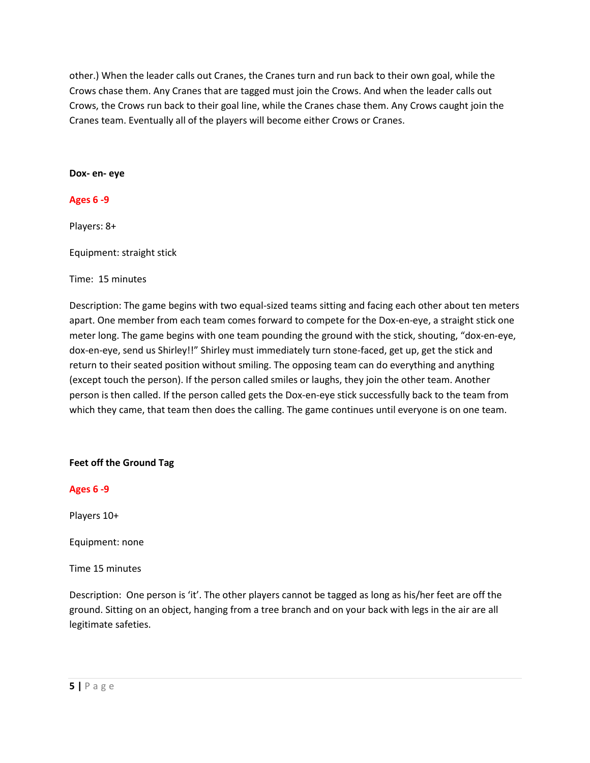other.) When the leader calls out Cranes, the Cranes turn and run back to their own goal, while the Crows chase them. Any Cranes that are tagged must join the Crows. And when the leader calls out Crows, the Crows run back to their goal line, while the Cranes chase them. Any Crows caught join the Cranes team. Eventually all of the players will become either Crows or Cranes.

**Dox- en- eye**

**Ages 6 -9**

Players: 8+

Equipment: straight stick

Time: 15 minutes

Description: The game begins with two equal-sized teams sitting and facing each other about ten meters apart. One member from each team comes forward to compete for the Dox-en-eye, a straight stick one meter long. The game begins with one team pounding the ground with the stick, shouting, "dox-en-eye, dox-en-eye, send us Shirley!!" Shirley must immediately turn stone-faced, get up, get the stick and return to their seated position without smiling. The opposing team can do everything and anything (except touch the person). If the person called smiles or laughs, they join the other team. Another person is then called. If the person called gets the Dox-en-eye stick successfully back to the team from which they came, that team then does the calling. The game continues until everyone is on one team.

**Feet off the Ground Tag**

**Ages 6 -9**

Players 10+

Equipment: none

Time 15 minutes

Description: One person is 'it'. The other players cannot be tagged as long as his/her feet are off the ground. Sitting on an object, hanging from a tree branch and on your back with legs in the air are all legitimate safeties.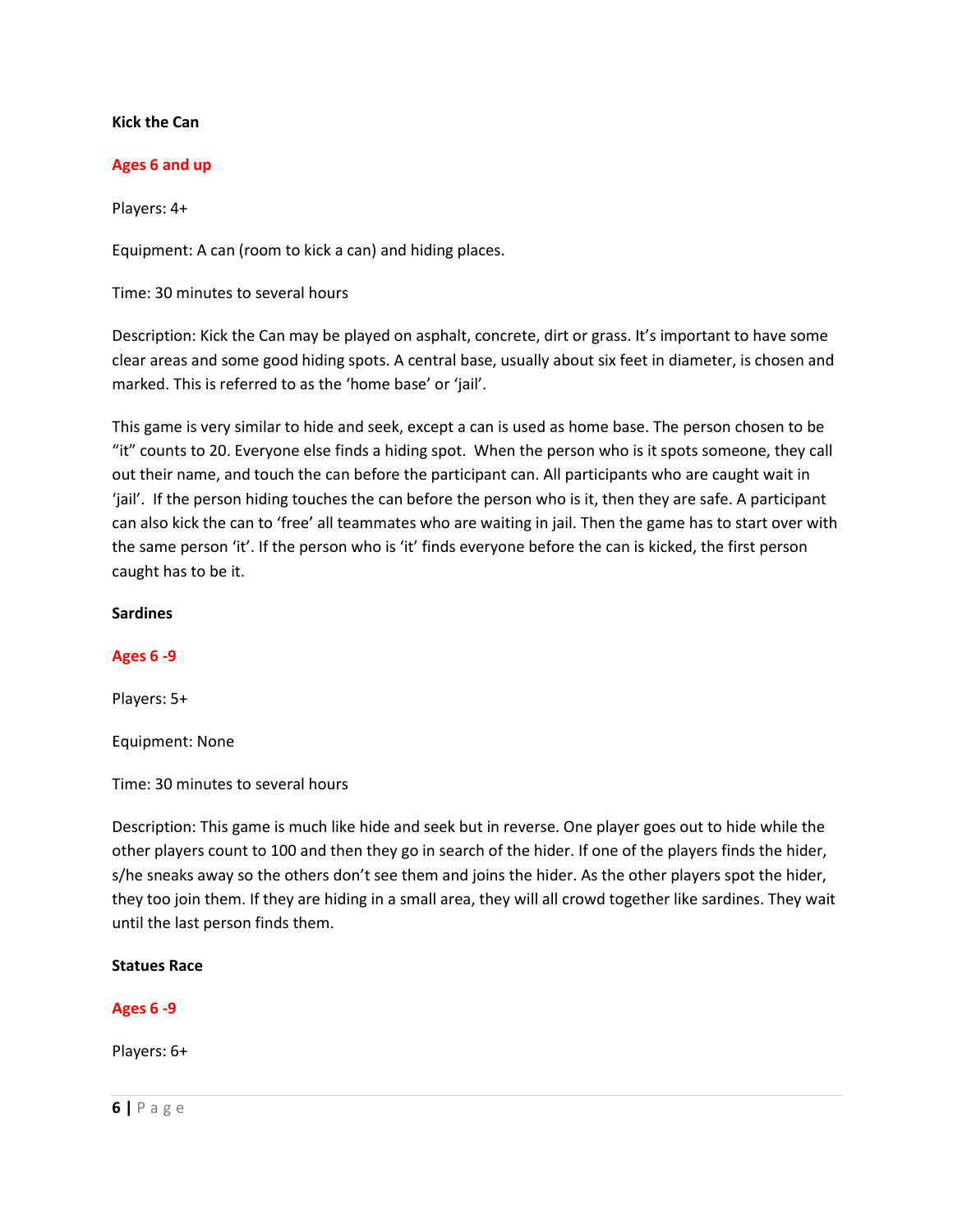**Kick the Can**

**Ages 6 and up**

Players: 4+

Equipment: A can (room to kick a can) and hiding places.

Time: 30 minutes to several hours

Description: Kick the Can may be played on asphalt, concrete, dirt or grass. It's important to have some clear areas and some good hiding spots. A central base, usually about six feet in diameter, is chosen and marked. This is referred to as the 'home base' or 'jail'.

This game is very similar to hide and seek, except a can is used as home base. The person chosen to be "it" counts to 20. Everyone else finds a hiding spot. When the person who is it spots someone, they call out their name, and touch the can before the participant can. All participants who are caught wait in 'jail'. If the person hiding touches the can before the person who is it, then they are safe. A participant can also kick the can to 'free' all teammates who are waiting in jail. Then the game has to start over with the same person 'it'. If the person who is 'it' finds everyone before the can is kicked, the first person caught has to be it.

**Sardines**

**Ages 6 -9**

Players: 5+

Equipment: None

Time: 30 minutes to several hours

Description: This game is much like hide and seek but in reverse. One player goes out to hide while the other players count to 100 and then they go in search of the hider. If one of the players finds the hider, s/he sneaks away so the others don't see them and joins the hider. As the other players spot the hider, they too join them. If they are hiding in a small area, they will all crowd together like sardines. They wait until the last person finds them.

**Statues Race**

**Ages 6 -9**

Players: 6+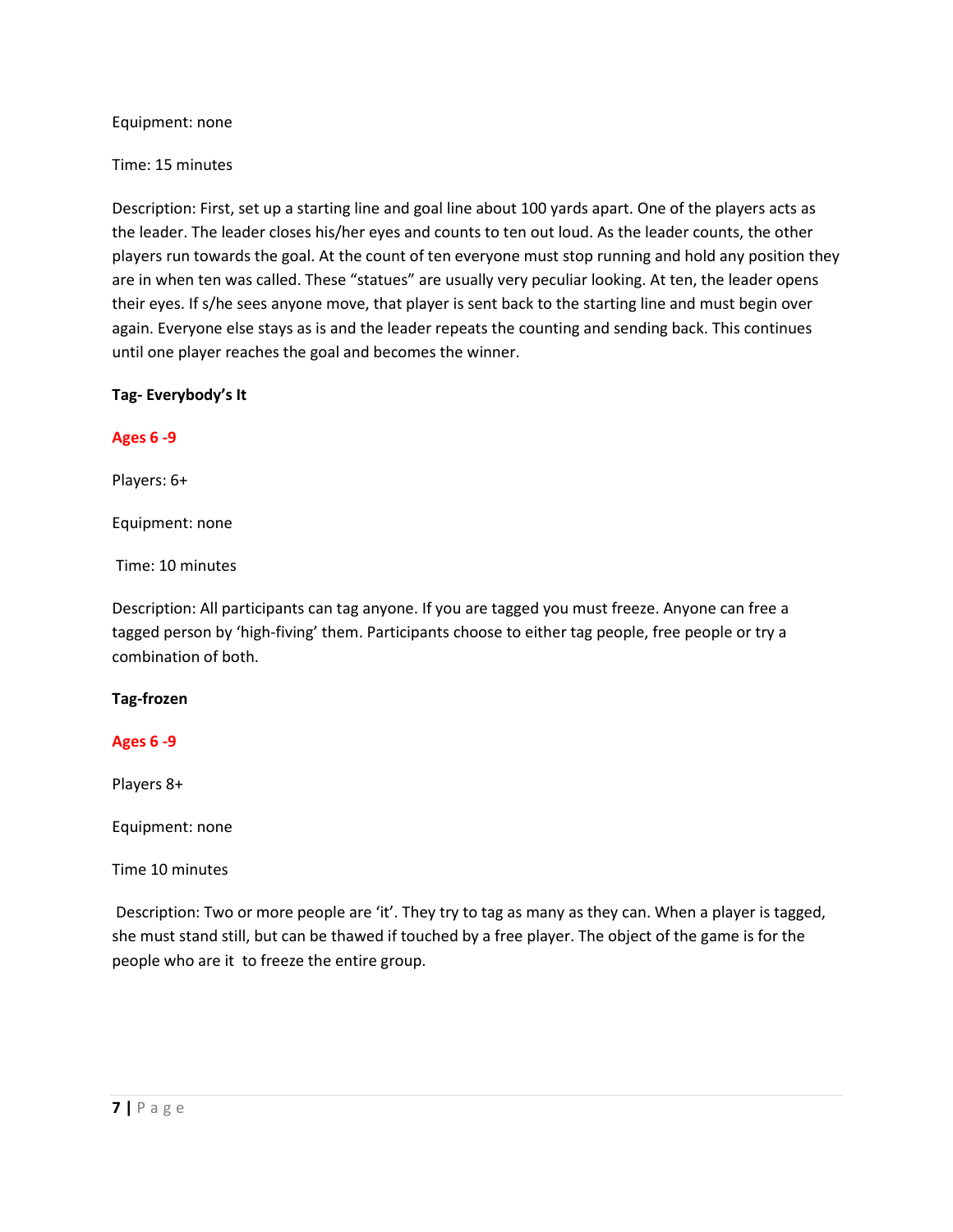Equipment: none

Time: 15 minutes

Description: First, set up a starting line and goal line about 100 yards apart. One of the players acts as the leader. The leader closes his/her eyes and counts to ten out loud. As the leader counts, the other players run towards the goal. At the count of ten everyone must stop running and hold any position they are in when ten was called. These "statues" are usually very peculiar looking. At ten, the leader opens their eyes. If s/he sees anyone move, that player is sent back to the starting line and must begin over again. Everyone else stays as is and the leader repeats the counting and sending back. This continues until one player reaches the goal and becomes the winner.

**Tag- Everybody's It**

**Ages 6 -9**

Players: 6+

Equipment: none

Time: 10 minutes

Description: All participants can tag anyone. If you are tagged you must freeze. Anyone can free a tagged person by 'high-fiving' them. Participants choose to either tag people, free people or try a combination of both.

**Tag-frozen**

**Ages 6 -9**

Players 8+

Equipment: none

Time 10 minutes

Description: Two or more people are 'it'. They try to tag as many as they can. When a player is tagged, she must stand still, but can be thawed if touched by a free player. The object of the game is for the people who are it to freeze the entire group.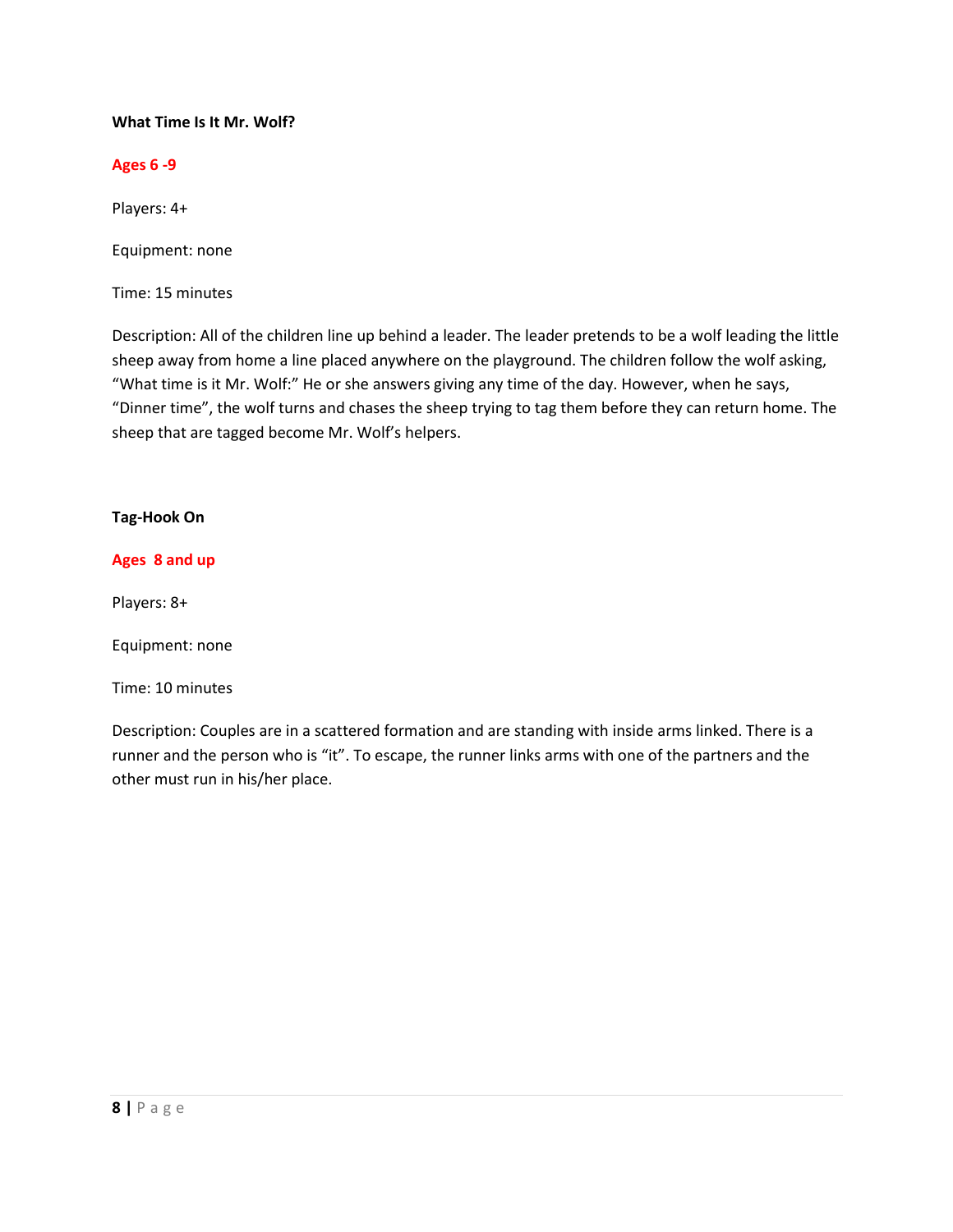**What Time Is It Mr. Wolf?**

**Ages 6 -9**

Players: 4+

Equipment: none

Time: 15 minutes

Description: All of the children line up behind a leader. The leader pretends to be a wolf leading the little sheep away from home a line placed anywhere on the playground. The children follow the wolf asking, "What time is it Mr. Wolf:" He or she answers giving any time of the day. However, when he says, "Dinner time", the wolf turns and chases the sheep trying to tag them before they can return home. The sheep that are tagged become Mr. Wolf's helpers.

**Tag-Hook On**

**Ages 8 and up**

Players: 8+

Equipment: none

Time: 10 minutes

Description: Couples are in a scattered formation and are standing with inside arms linked. There is a runner and the person who is "it". To escape, the runner links arms with one of the partners and the other must run in his/her place.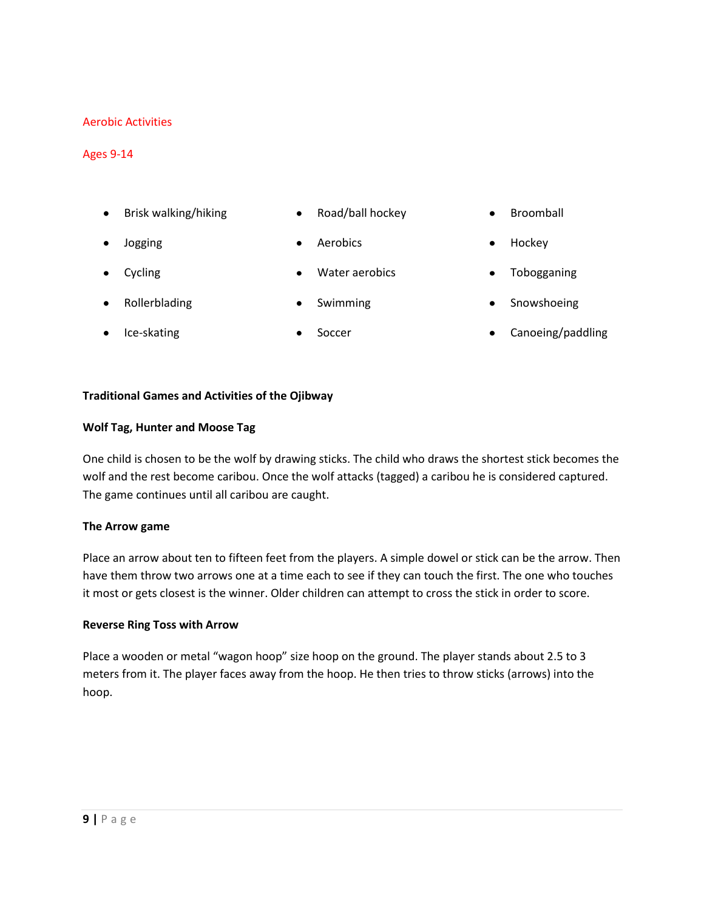Aerobic Activities

Ages 9-14

- Brisk walking/hiking
- Jogging
- Cycling
- Rollerblading
- Ice-skating
- Road/ball hockey
- Aerobics
- Water aerobics
- Swimming
- Soccer
- Broomball
- Hockey
- Tobogganing
- Snowshoeing
- Canoeing/paddling

**Traditional Games and Activities of the Ojibway**

**Wolf Tag, Hunter and Moose Tag**

One child is chosen to be the wolf by drawing sticks. The child who draws the shortest stick becomes the wolf and the rest become caribou. Once the wolf attacks (tagged) a caribou he is considered captured. The game continues until all caribou are caught.

**The Arrow game**

Place an arrow about ten to fifteen feet from the players. A simple dowel or stick can be the arrow. Then have them throw two arrows one at a time each to see if they can touch the first. The one who touches it most or gets closest is the winner. Older children can attempt to cross the stick in order to score.

**Reverse Ring Toss with Arrow**

Place a wooden or metal "wagon hoop" size hoop on the ground. The player stands about 2.5 to 3 meters from it. The player faces away from the hoop. He then tries to throw sticks (arrows) into the hoop.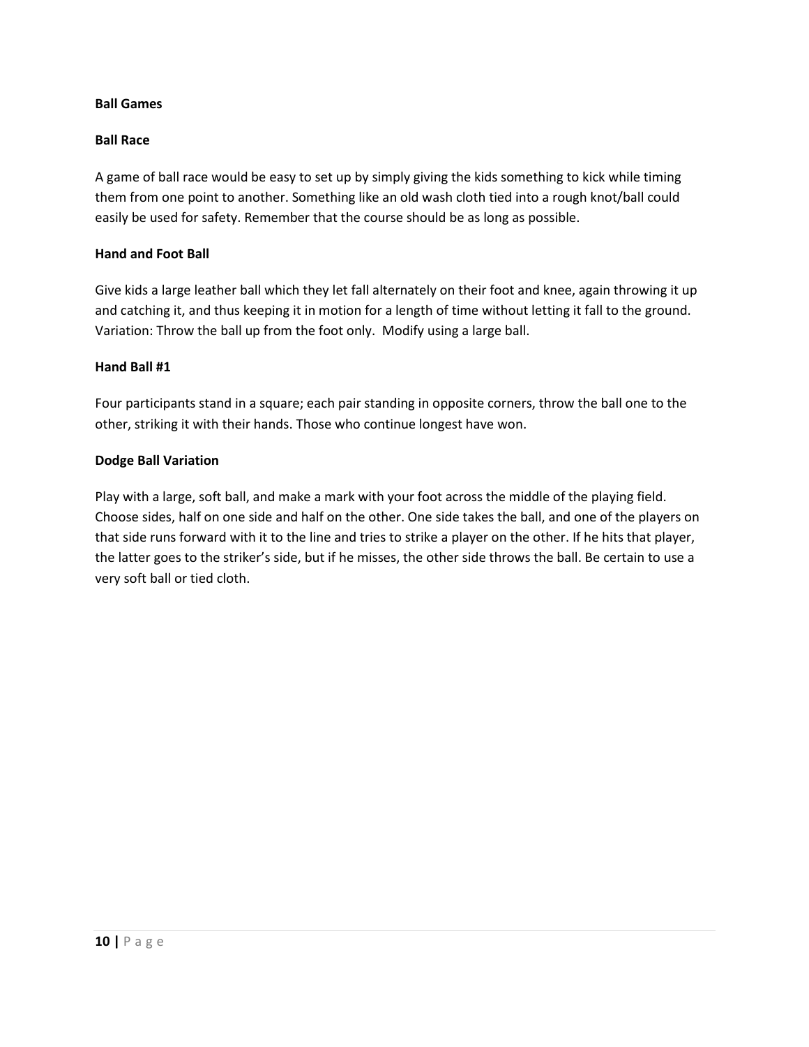**Ball Games**

**Ball Race**

A game of ball race would be easy to set up by simply giving the kids something to kick while timing them from one point to another. Something like an old wash cloth tied into a rough knot/ball could easily be used for safety. Remember that the course should be as long as possible.

**Hand and Foot Ball**

Give kids a large leather ball which they let fall alternately on their foot and knee, again throwing it up and catching it, and thus keeping it in motion for a length of time without letting it fall to the ground. Variation: Throw the ball up from the foot only. Modify using a large ball.

**Hand Ball #1**

Four participants stand in a square; each pair standing in opposite corners, throw the ball one to the other, striking it with their hands. Those who continue longest have won.

**Dodge Ball Variation**

Play with a large, soft ball, and make a mark with your foot across the middle of the playing field. Choose sides, half on one side and half on the other. One side takes the ball, and one of the players on that side runs forward with it to the line and tries to strike a player on the other. If he hits that player, the latter goes to the striker's side, but if he misses, the other side throws the ball. Be certain to use a very soft ball or tied cloth.